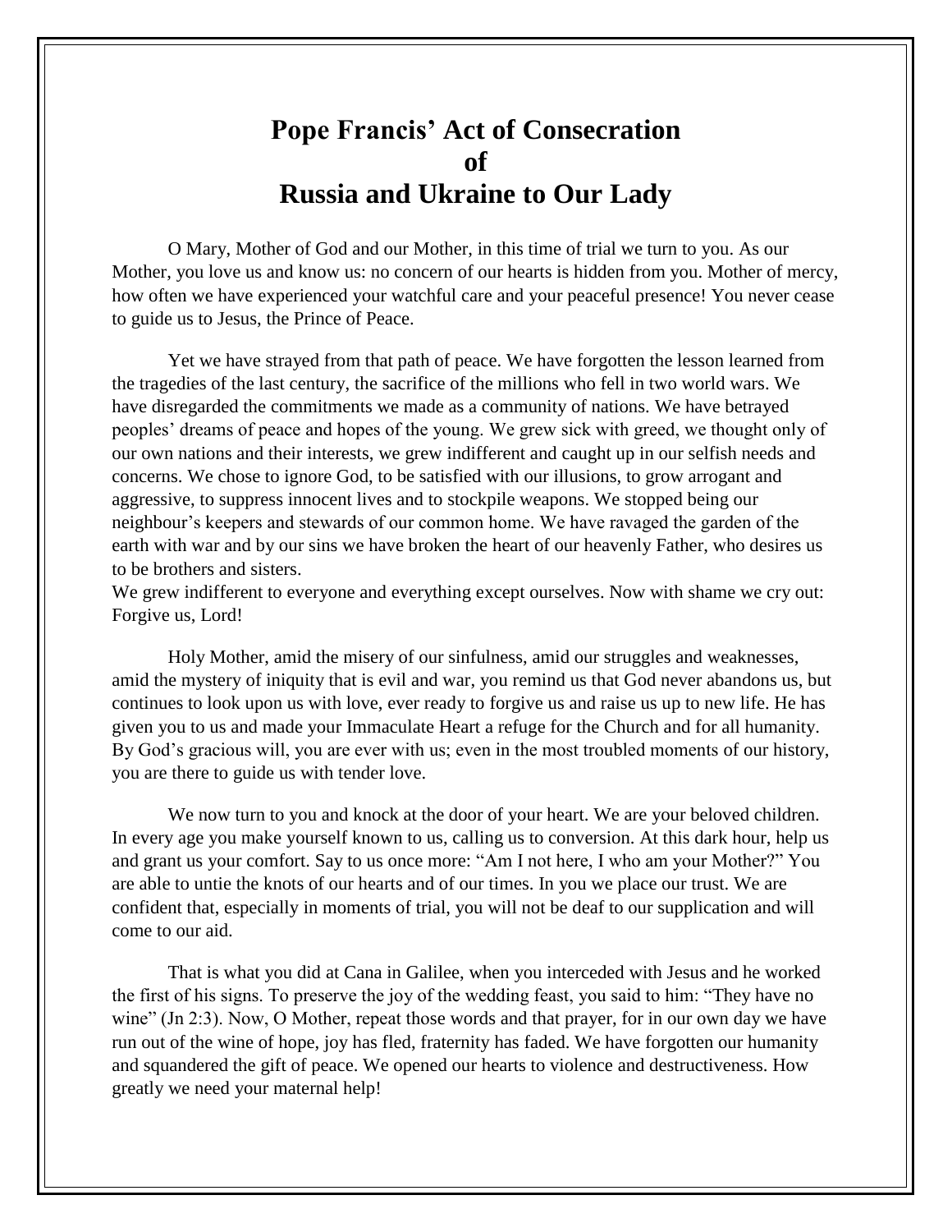# Pope Francis' Act of Consecration of Russia and Ukraine to Our Lady

O Mary, Mother of God and our Mother, in this time of trial we turn to you. As our Mother, you love us and know us: no concern of our hearts is hidden from you. Mother of mercy, how often we have experienced your watchful care and your peaceful presence! You never cease to guide us to Jesus, the Prince of Peace.

Yet we have strayed from that path of peace. We have forgotten the lesson learned from the tragedies of the last century, the sacrifice of the millions who fell in two world wars. We have disregarded the commitments we made as a community of nations. We have betrayed peoples' dreams of peace and hopes of the young. We grew sick with greed, we thought only of our own nations and their interests, we grew indifferent and caught up in our selfish needs and concerns. We chose to ignore God, to be satisfied with our illusions, to grow arrogant and aggressive, to suppress innocent lives and to stockpile weapons. We stopped being our neighbour's keepers and stewards of our common home. We have ravaged the garden of the earth with war and by our sins we have broken the heart of our heavenly Father, who desires us to be brothers and sisters.

We grew indifferent to everyone and everything except ourselves. Now with shame we cry out: Forgive us, Lord!

Holy Mother, amid the misery of our sinfulness, amid our struggles and weaknesses, amid the mystery of iniquity that is evil and war, you remind us that God never abandons us, but continues to look upon us with love, ever ready to forgive us and raise us up to new life. He has given you to us and made your Immaculate Heart a refuge for the Church and for all humanity. By God's gracious will, you are ever with us; even in the most troubled moments of our history, you are there to guide us with tender love.

We now turn to you and knock at the door of your heart. We are your beloved children. In every age you make yourself known to us, calling us to conversion. At this dark hour, help us and grant us your comfort. Say to us once more: "Am I not here, I who am your Mother?" You are able to untie the knots of our hearts and of our times. In you we place our trust. We are confident that, especially in moments of trial, you will not be deaf to our supplication and will come to our aid.

That is what you did at Cana in Galilee, when you interceded with Jesus and he worked the first of his signs. To preserve the joy of the wedding feast, you said to him: "They have no wine" (Jn 2:3). Now, O Mother, repeat those words and that prayer, for in our own day we have run out of the wine of hope, joy has fled, fraternity has faded. We have forgotten our humanity and squandered the gift of peace. We opened our hearts to violence and destructiveness. How greatly we need your maternal help!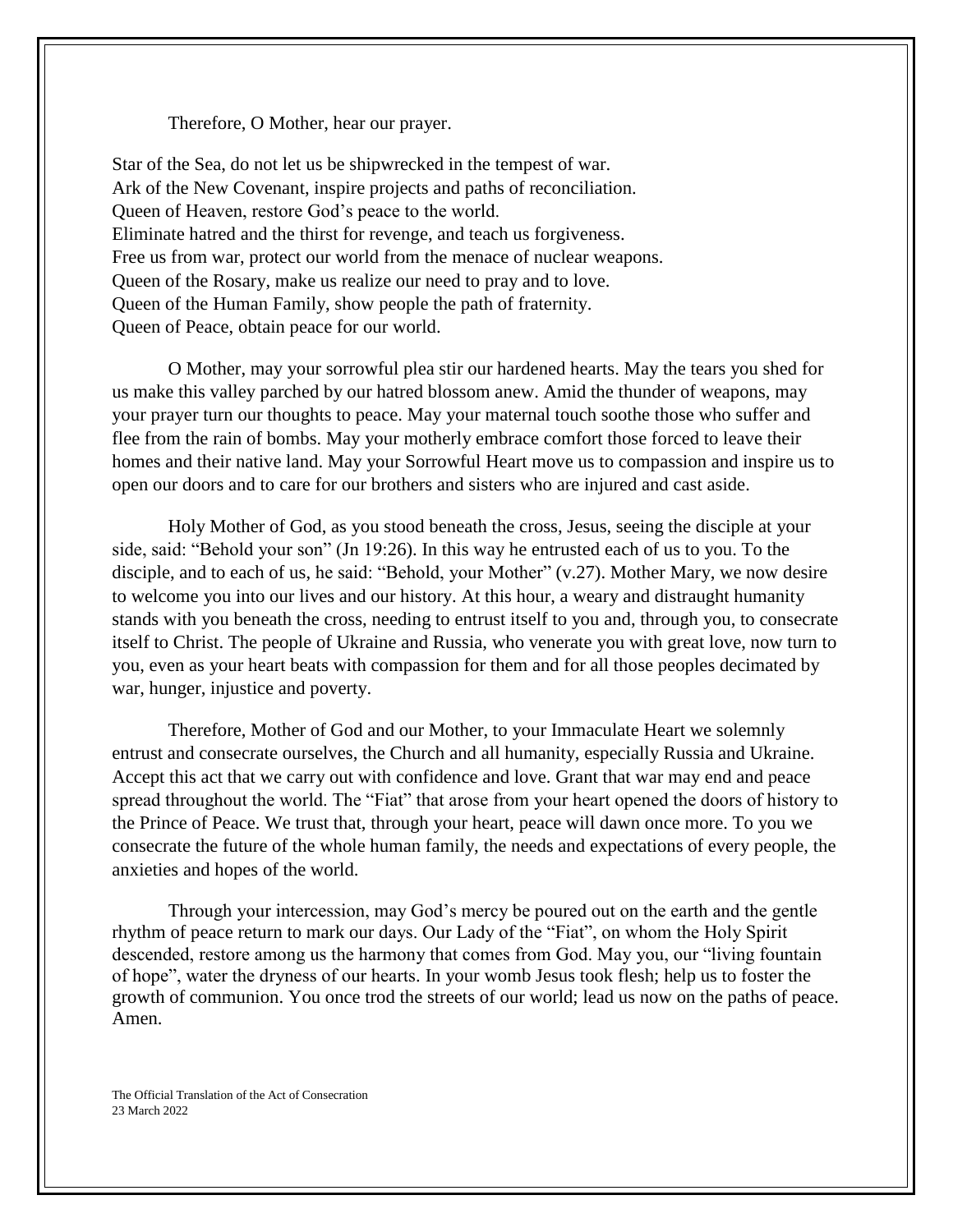Therefore, O Mother, hear our prayer.

Star of the Sea, do not let us be shipwrecked in the tempest of war.
Ark of the New Covenant, inspire projects and paths of reconciliation.
Queen of Heaven, restore God's peace to the world.
Eliminate hatred and the thirst for revenge, and teach us forgiveness.
Free us from war, protect our world from the menace of nuclear weapons.
Queen of the Rosary, make us realize our need to pray and to love.
Queen of the Human Family, show people the path of fraternity.
Queen of Peace, obtain peace for our world.

O Mother, may your sorrowful plea stir our hardened hearts. May the tears you shed for us make this valley parched by our hatred blossom anew. Amid the thunder of weapons, may your prayer turn our thoughts to peace. May your maternal touch soothe those who suffer and flee from the rain of bombs. May your motherly embrace comfort those forced to leave their homes and their native land. May your Sorrowful Heart move us to compassion and inspire us to open our doors and to care for our brothers and sisters who are injured and cast aside.

Holy Mother of God, as you stood beneath the cross, Jesus, seeing the disciple at your side, said: "Behold your son" (Jn 19:26). In this way he entrusted each of us to you. To the disciple, and to each of us, he said: "Behold, your Mother" (v.27). Mother Mary, we now desire to welcome you into our lives and our history. At this hour, a weary and distraught humanity stands with you beneath the cross, needing to entrust itself to you and, through you, to consecrate itself to Christ. The people of Ukraine and Russia, who venerate you with great love, now turn to you, even as your heart beats with compassion for them and for all those peoples decimated by war, hunger, injustice and poverty.

Therefore, Mother of God and our Mother, to your Immaculate Heart we solemnly entrust and consecrate ourselves, the Church and all humanity, especially Russia and Ukraine. Accept this act that we carry out with confidence and love. Grant that war may end and peace spread throughout the world. The "Fiat" that arose from your heart opened the doors of history to the Prince of Peace. We trust that, through your heart, peace will dawn once more. To you we consecrate the future of the whole human family, the needs and expectations of every people, the anxieties and hopes of the world.

Through your intercession, may God's mercy be poured out on the earth and the gentle rhythm of peace return to mark our days. Our Lady of the "Fiat", on whom the Holy Spirit descended, restore among us the harmony that comes from God. May you, our "living fountain of hope", water the dryness of our hearts. In your womb Jesus took flesh; help us to foster the growth of communion. You once trod the streets of our world; lead us now on the paths of peace. Amen.

The Official Translation of the Act of Consecration
23 March 2022